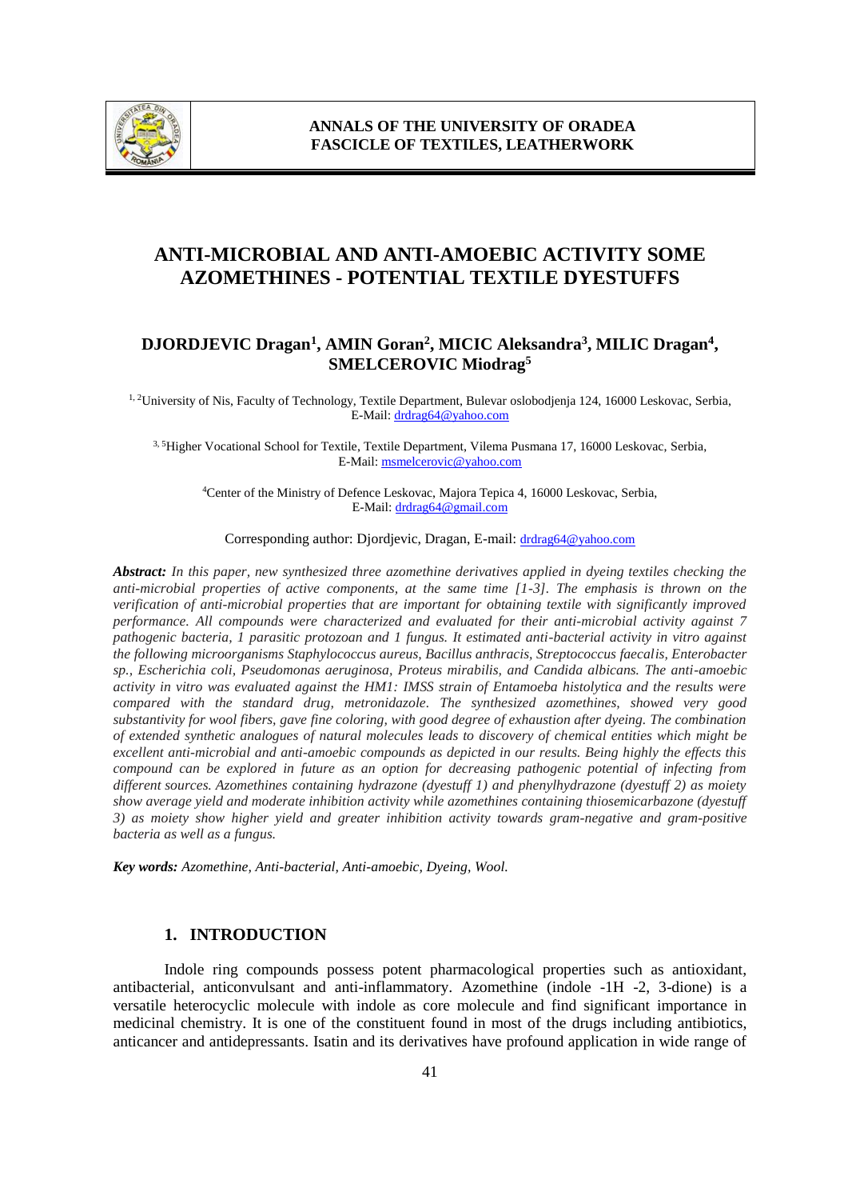# ANTI-MICROBIAL AND ANTI-AMOEBIC ACTIVITY SOME AZOMETHINES - POTENTIAL TEXTILE DYESTUFFS

**DJORDJEVIC Dragan[1], AMIN Goran[2], MICIC Aleksandra[3], MILIC Dragan[4], SMELCEROVIC Miodrag[5]**

[1, 2]University of Nis, Faculty of Technology, Textile Department, Bulevar oslobodjenja 124, 16000 Leskovac, Serbia, E-Mail: drdrag64@yahoo.com

[3, 5]Higher Vocational School for Textile, Textile Department, Vilema Pusmana 17, 16000 Leskovac, Serbia, E-Mail: msmelcerovic@yahoo.com

[4]Center of the Ministry of Defence Leskovac, Majora Tepica 4, 16000 Leskovac, Serbia, E-Mail: drdrag64@gmail.com

Corresponding author: Djordjevic, Dragan, E-mail: drdrag64@yahoo.com

***Abstract:*** *In this paper, new synthesized three azomethine derivatives applied in dyeing textiles checking the anti-microbial properties of active components, at the same time [1-3]. The emphasis is thrown on the verification of anti-microbial properties that are important for obtaining textile with significantly improved performance. All compounds were characterized and evaluated for their anti-microbial activity against 7 pathogenic bacteria, 1 parasitic protozoan and 1 fungus. It estimated anti-bacterial activity in vitro against the following microorganisms Staphylococcus aureus, Bacillus anthracis, Streptococcus faecalis, Enterobacter sp., Escherichia coli, Pseudomonas aeruginosa, Proteus mirabilis, and Candida albicans. The anti-amoebic activity in vitro was evaluated against the HM1: IMSS strain of Entamoeba histolytica and the results were compared with the standard drug, metronidazole. The synthesized azomethines, showed very good substantivity for wool fibers, gave fine coloring, with good degree of exhaustion after dyeing. The combination of extended synthetic analogues of natural molecules leads to discovery of chemical entities which might be excellent anti-microbial and anti-amoebic compounds as depicted in our results. Being highly the effects this compound can be explored in future as an option for decreasing pathogenic potential of infecting from different sources. Azomethines containing hydrazone (dyestuff 1) and phenylhydrazone (dyestuff 2) as moiety show average yield and moderate inhibition activity while azomethines containing thiosemicarbazone (dyestuff 3) as moiety show higher yield and greater inhibition activity towards gram-negative and gram-positive bacteria as well as a fungus.*

***Key words:*** *Azomethine, Anti-bacterial, Anti-amoebic, Dyeing, Wool.*

## 1. INTRODUCTION

Indole ring compounds possess potent pharmacological properties such as antioxidant, antibacterial, anticonvulsant and anti-inflammatory. Azomethine (indole -1H -2, 3-dione) is a versatile heterocyclic molecule with indole as core molecule and find significant importance in medicinal chemistry. It is one of the constituent found in most of the drugs including antibiotics, anticancer and antidepressants. Isatin and its derivatives have profound application in wide range of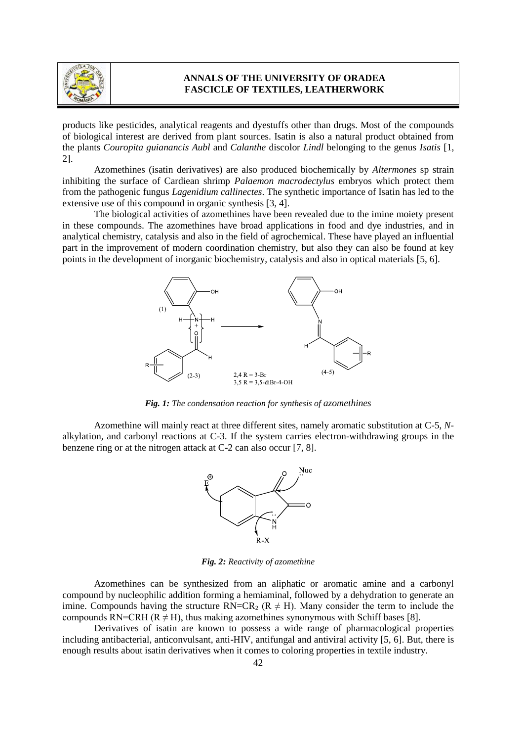products like pesticides, analytical reagents and dyestuffs other than drugs. Most of the compounds of biological interest are derived from plant sources. Isatin is also a natural product obtained from the plants *Couropita guianancis Aubl* and *Calanthe* discolor *Lindl* belonging to the genus *Isatis* [1, 2].

Azomethines (isatin derivatives) are also produced biochemically by *Altermones* sp strain inhibiting the surface of Cardiean shrimp *Palaemon macrodectylus* embryos which protect them from the pathogenic fungus *Lagenidium callinectes*. The synthetic importance of Isatin has led to the extensive use of this compound in organic synthesis [3, 4].

The biological activities of azomethines have been revealed due to the imine moiety present in these compounds. The azomethines have broad applications in food and dye industries, and in analytical chemistry, catalysis and also in the field of agrochemical. These have played an influential part in the improvement of modern coordination chemistry, but also they can also be found at key points in the development of inorganic biochemistry, catalysis and also in optical materials [5, 6].

*Fig. 1: The condensation reaction for synthesis of azomethines*

Azomethine will mainly react at three different sites, namely aromatic substitution at C-5, *N*-alkylation, and carbonyl reactions at C-3. If the system carries electron-withdrawing groups in the benzene ring or at the nitrogen attack at C-2 can also occur [7, 8].

*Fig. 2: Reactivity of azomethine*

Azomethines can be synthesized from an aliphatic or aromatic amine and a carbonyl compound by nucleophilic addition forming a hemiaminal, followed by a dehydration to generate an imine. Compounds having the structure $RN=CR_2$ ($R \neq H$). Many consider the term to include the compounds $RN=CRH$ ($R \neq H$), thus making azomethines synonymous with Schiff bases [8].

Derivatives of isatin are known to possess a wide range of pharmacological properties including antibacterial, anticonvulsant, anti-HIV, antifungal and antiviral activity [5, 6]. But, there is enough results about isatin derivatives when it comes to coloring properties in textile industry.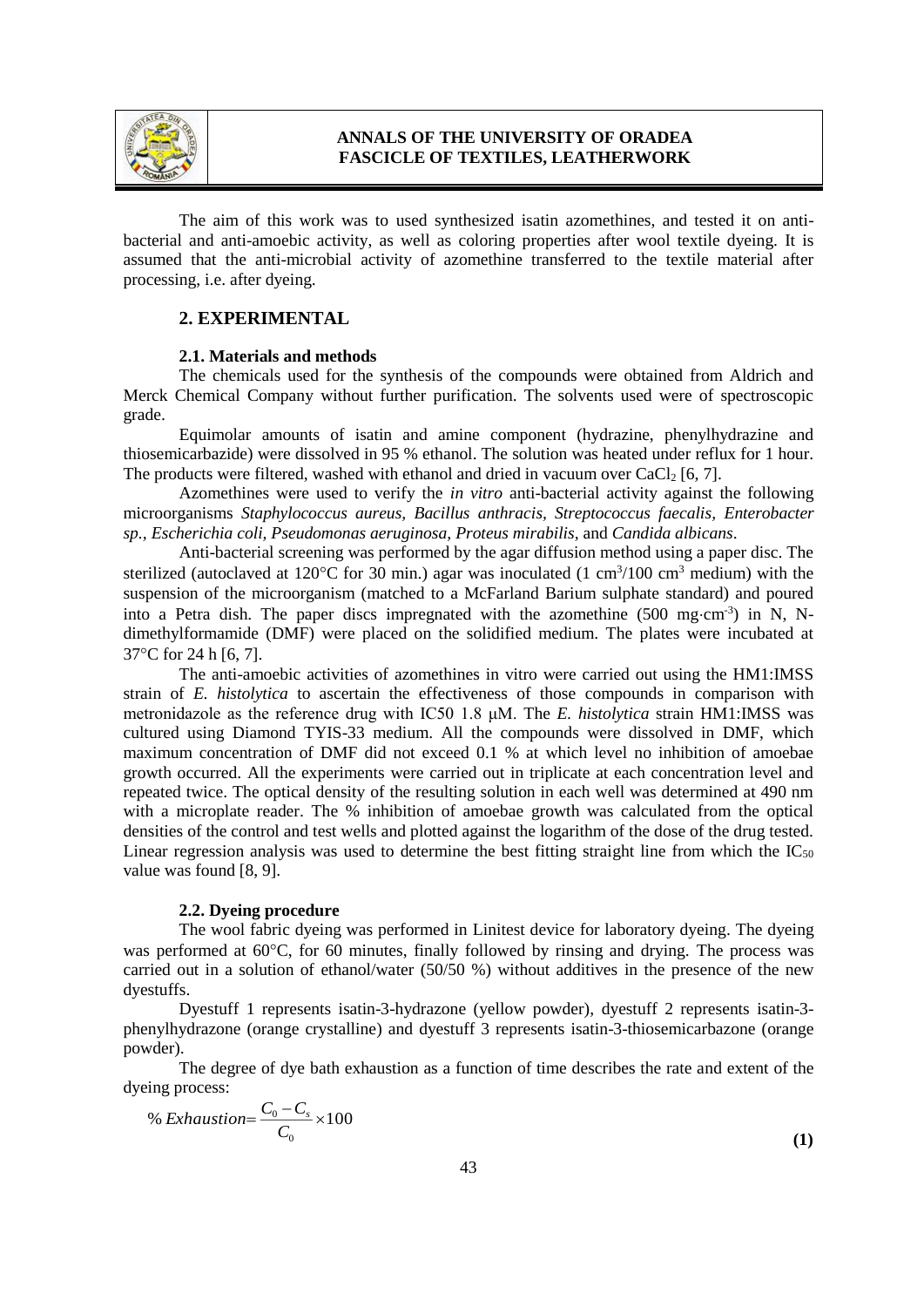The aim of this work was to used synthesized isatin azomethines, and tested it on anti-bacterial and anti-amoebic activity, as well as coloring properties after wool textile dyeing. It is assumed that the anti-microbial activity of azomethine transferred to the textile material after processing, i.e. after dyeing.

## 2. EXPERIMENTAL

### 2.1. Materials and methods

The chemicals used for the synthesis of the compounds were obtained from Aldrich and Merck Chemical Company without further purification. The solvents used were of spectroscopic grade.

Equimolar amounts of isatin and amine component (hydrazine, phenylhydrazine and thiosemicarbazide) were dissolved in 95 % ethanol. The solution was heated under reflux for 1 hour. The products were filtered, washed with ethanol and dried in vacuum over $CaCl_2$ [6, 7].

Azomethines were used to verify the *in vitro* anti-bacterial activity against the following microorganisms *Staphylococcus aureus*, *Bacillus anthracis*, *Streptococcus faecalis*, *Enterobacter sp.*, *Escherichia coli*, *Pseudomonas aeruginosa*, *Proteus mirabilis*, and *Candida albicans*.

Anti-bacterial screening was performed by the agar diffusion method using a paper disc. The sterilized (autoclaved at 120°C for 30 min.) agar was inoculated (1 $cm^3$/100 $cm^3$ medium) with the suspension of the microorganism (matched to a McFarland Barium sulphate standard) and poured into a Petra dish. The paper discs impregnated with the azomethine (500 $mg \cdot cm^{-3}$) in N, N-dimethylformamide (DMF) were placed on the solidified medium. The plates were incubated at 37°C for 24 h [6, 7].

The anti-amoebic activities of azomethines in vitro were carried out using the HM1:IMSS strain of *E. histolytica* to ascertain the effectiveness of those compounds in comparison with metronidazole as the reference drug with IC50 1.8 μM. The *E. histolytica* strain HM1:IMSS was cultured using Diamond TYIS-33 medium. All the compounds were dissolved in DMF, which maximum concentration of DMF did not exceed 0.1 % at which level no inhibition of amoebae growth occurred. All the experiments were carried out in triplicate at each concentration level and repeated twice. The optical density of the resulting solution in each well was determined at 490 nm with a microplate reader. The % inhibition of amoebae growth was calculated from the optical densities of the control and test wells and plotted against the logarithm of the dose of the drug tested. Linear regression analysis was used to determine the best fitting straight line from which the $IC_{50}$ value was found [8, 9].

### 2.2. Dyeing procedure

The wool fabric dyeing was performed in Linitest device for laboratory dyeing. The dyeing was performed at 60°C, for 60 minutes, finally followed by rinsing and drying. The process was carried out in a solution of ethanol/water (50/50 %) without additives in the presence of the new dyestuffs.

Dyestuff 1 represents isatin-3-hydrazone (yellow powder), dyestuff 2 represents isatin-3-phenylhydrazone (orange crystalline) and dyestuff 3 represents isatin-3-thiosemicarbazone (orange powder).

The degree of dye bath exhaustion as a function of time describes the rate and extent of the dyeing process:

$$\% \, Exhaustion = \frac{C_0 - C_s}{C_0} \times 100 \tag{1}$$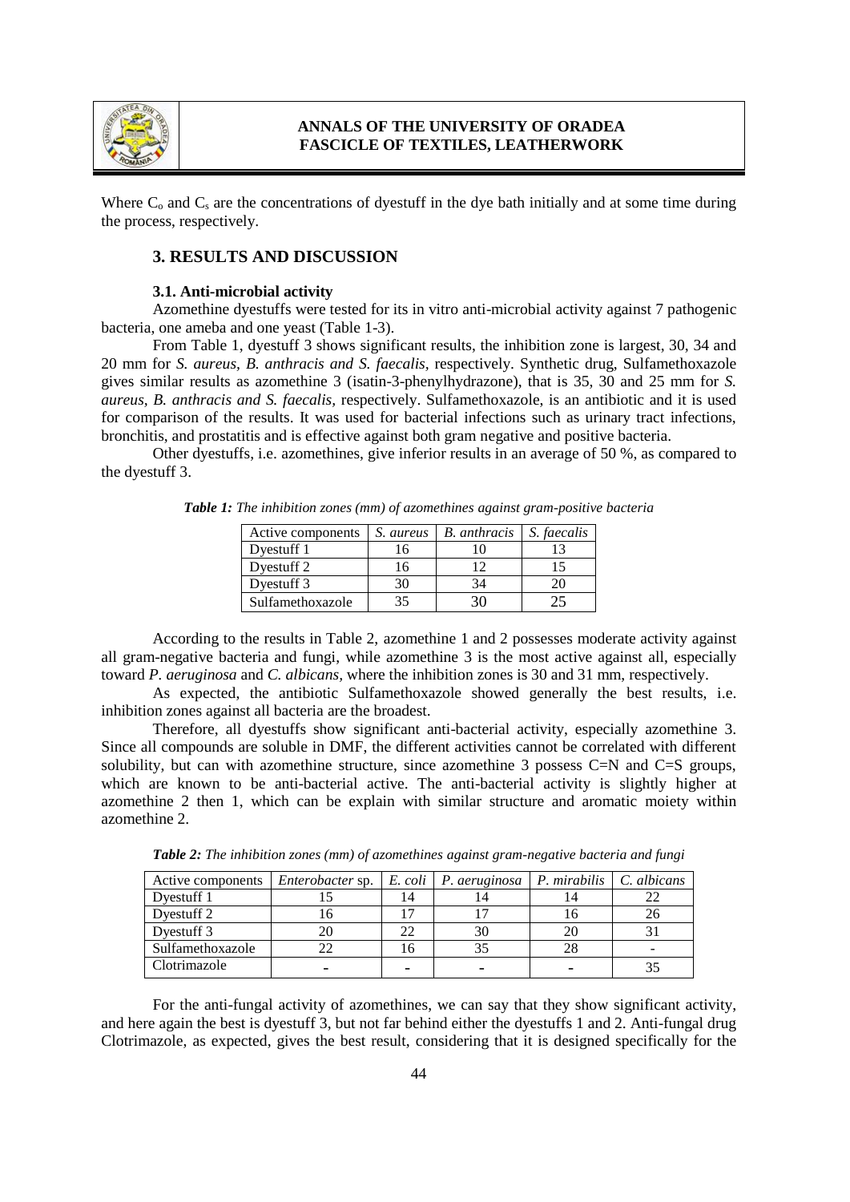Where $C_o$ and $C_s$ are the concentrations of dyestuff in the dye bath initially and at some time during the process, respectively.

## 3. RESULTS AND DISCUSSION

### 3.1. Anti-microbial activity

Azomethine dyestuffs were tested for its in vitro anti-microbial activity against 7 pathogenic bacteria, one ameba and one yeast (Table 1-3).

From Table 1, dyestuff 3 shows significant results, the inhibition zone is largest, 30, 34 and 20 mm for *S. aureus*, *B. anthracis and S. faecalis*, respectively. Synthetic drug, Sulfamethoxazole gives similar results as azomethine 3 (isatin-3-phenylhydrazone), that is 35, 30 and 25 mm for *S. aureus*, *B. anthracis and S. faecalis*, respectively. Sulfamethoxazole, is an antibiotic and it is used for comparison of the results. It was used for bacterial infections such as urinary tract infections, bronchitis, and prostatitis and is effective against both gram negative and positive bacteria.

Other dyestuffs, i.e. azomethines, give inferior results in an average of 50 %, as compared to the dyestuff 3.

***Table 1:*** *The inhibition zones (mm) of azomethines against gram-positive bacteria*

| Active components | *S. aureus* | *B. anthracis* | *S. faecalis* |
|---|---|---|---|
| Dyestuff 1 | 16 | 10 | 13 |
| Dyestuff 2 | 16 | 12 | 15 |
| Dyestuff 3 | 30 | 34 | 20 |
| Sulfamethoxazole | 35 | 30 | 25 |

According to the results in Table 2, azomethine 1 and 2 possesses moderate activity against all gram-negative bacteria and fungi, while azomethine 3 is the most active against all, especially toward *P. aeruginosa* and *C. albicans*, where the inhibition zones is 30 and 31 mm, respectively.

As expected, the antibiotic Sulfamethoxazole showed generally the best results, i.e. inhibition zones against all bacteria are the broadest.

Therefore, all dyestuffs show significant anti-bacterial activity, especially azomethine 3. Since all compounds are soluble in DMF, the different activities cannot be correlated with different solubility, but can with azomethine structure, since azomethine 3 possess C=N and C=S groups, which are known to be anti-bacterial active. The anti-bacterial activity is slightly higher at azomethine 2 then 1, which can be explain with similar structure and aromatic moiety within azomethine 2.

***Table 2:*** *The inhibition zones (mm) of azomethines against gram-negative bacteria and fungi*

| Active components | *Enterobacter* sp. | *E. coli* | *P. aeruginosa* | *P. mirabilis* | *C. albicans* |
|---|---|---|---|---|---|
| Dyestuff 1 | 15 | 14 | 14 | 14 | 22 |
| Dyestuff 2 | 16 | 17 | 17 | 16 | 26 |
| Dyestuff 3 | 20 | 22 | 30 | 20 | 31 |
| Sulfamethoxazole | 22 | 16 | 35 | 28 | - |
| Clotrimazole | - | - | - | - | 35 |

For the anti-fungal activity of azomethines, we can say that they show significant activity, and here again the best is dyestuff 3, but not far behind either the dyestuffs 1 and 2. Anti-fungal drug Clotrimazole, as expected, gives the best result, considering that it is designed specifically for the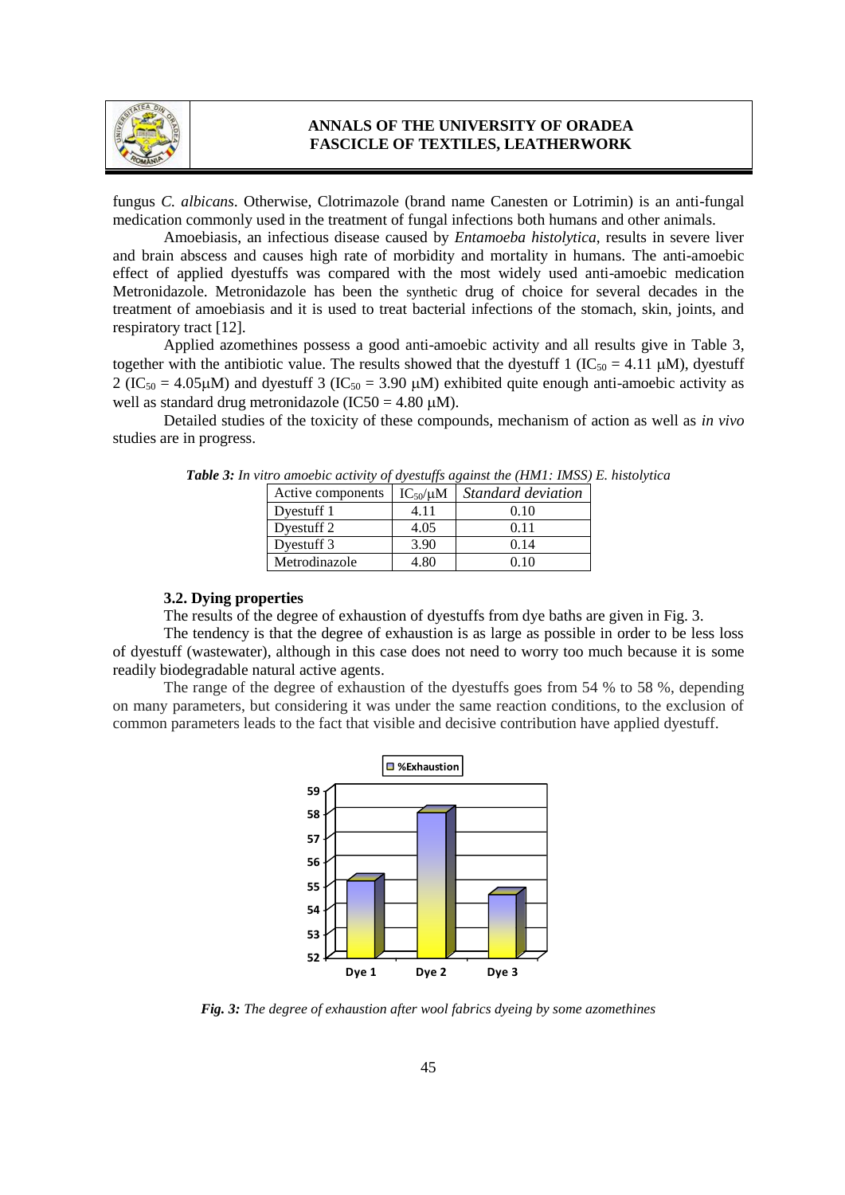fungus *C. albicans*. Otherwise, Clotrimazole (brand name Canesten or Lotrimin) is an anti-fungal medication commonly used in the treatment of fungal infections both humans and other animals.

Amoebiasis, an infectious disease caused by *Entamoeba histolytica*, results in severe liver and brain abscess and causes high rate of morbidity and mortality in humans. The anti-amoebic effect of applied dyestuffs was compared with the most widely used anti-amoebic medication Metronidazole. Metronidazole has been the synthetic drug of choice for several decades in the treatment of amoebiasis and it is used to treat bacterial infections of the stomach, skin, joints, and respiratory tract [12].

Applied azomethines possess a good anti-amoebic activity and all results give in Table 3, together with the antibiotic value. The results showed that the dyestuff 1 ($IC_{50}$ = 4.11 μM), dyestuff 2 ($IC_{50}$ = 4.05μM) and dyestuff 3 ($IC_{50}$ = 3.90 μM) exhibited quite enough anti-amoebic activity as well as standard drug metronidazole (IC50 = 4.80 μM).

Detailed studies of the toxicity of these compounds, mechanism of action as well as *in vivo* studies are in progress.

***Table 3:*** *In vitro amoebic activity of dyestuffs against the (HM1: IMSS) E. histolytica*

| Active components | $IC_{50}$/μM | *Standard deviation* |
|---|---|---|
| Dyestuff 1 | 4.11 | 0.10 |
| Dyestuff 2 | 4.05 | 0.11 |
| Dyestuff 3 | 3.90 | 0.14 |
| Metrodinazole | 4.80 | 0.10 |

### 3.2. Dying properties

The results of the degree of exhaustion of dyestuffs from dye baths are given in Fig. 3.

The tendency is that the degree of exhaustion is as large as possible in order to be less loss of dyestuff (wastewater), although in this case does not need to worry too much because it is some readily biodegradable natural active agents.

The range of the degree of exhaustion of the dyestuffs goes from 54 % to 58 %, depending on many parameters, but considering it was under the same reaction conditions, to the exclusion of common parameters leads to the fact that visible and decisive contribution have applied dyestuff.

***Fig. 3:*** *The degree of exhaustion after wool fabrics dyeing by some azomethines*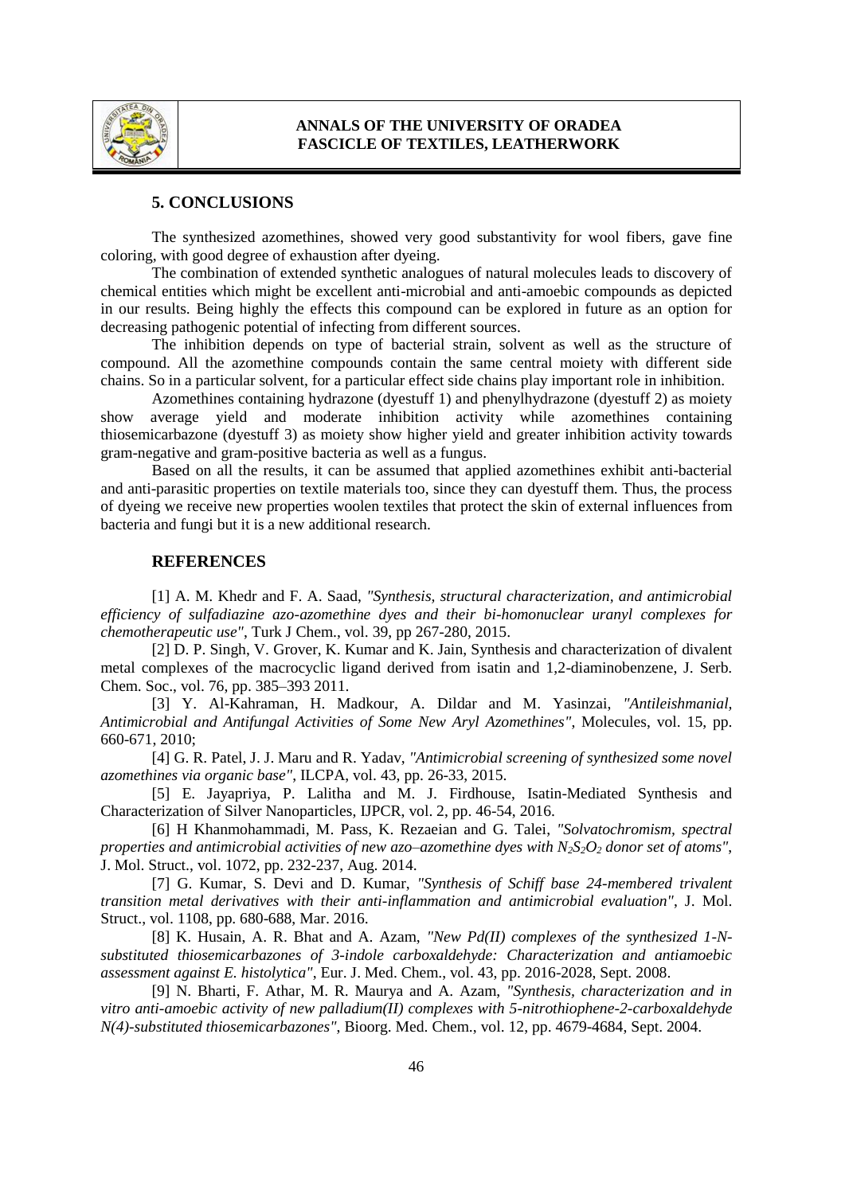## 5. CONCLUSIONS

The synthesized azomethines, showed very good substantivity for wool fibers, gave fine coloring, with good degree of exhaustion after dyeing.

The combination of extended synthetic analogues of natural molecules leads to discovery of chemical entities which might be excellent anti-microbial and anti-amoebic compounds as depicted in our results. Being highly the effects this compound can be explored in future as an option for decreasing pathogenic potential of infecting from different sources.

The inhibition depends on type of bacterial strain, solvent as well as the structure of compound. All the azomethine compounds contain the same central moiety with different side chains. So in a particular solvent, for a particular effect side chains play important role in inhibition.

Azomethines containing hydrazone (dyestuff 1) and phenylhydrazone (dyestuff 2) as moiety show average yield and moderate inhibition activity while azomethines containing thiosemicarbazone (dyestuff 3) as moiety show higher yield and greater inhibition activity towards gram-negative and gram-positive bacteria as well as a fungus.

Based on all the results, it can be assumed that applied azomethines exhibit anti-bacterial and anti-parasitic properties on textile materials too, since they can dyestuff them. Thus, the process of dyeing we receive new properties woolen textiles that protect the skin of external influences from bacteria and fungi but it is a new additional research.

## REFERENCES

[1] A. M. Khedr and F. A. Saad, *"Synthesis, structural characterization, and antimicrobial efficiency of sulfadiazine azo-azomethine dyes and their bi-homonuclear uranyl complexes for chemotherapeutic use"*, Turk J Chem., vol. 39, pp 267-280, 2015.

[2] D. P. Singh, V. Grover, K. Kumar and K. Jain, Synthesis and characterization of divalent metal complexes of the macrocyclic ligand derived from isatin and 1,2-diaminobenzene, J. Serb. Chem. Soc., vol. 76, pp. 385–393 2011.

[3] Y. Al-Kahraman, H. Madkour, A. Dildar and M. Yasinzai, *"Antileishmanial, Antimicrobial and Antifungal Activities of Some New Aryl Azomethines"*, Molecules, vol. 15, pp. 660-671, 2010;

[4] G. R. Patel, J. J. Maru and R. Yadav, *"Antimicrobial screening of synthesized some novel azomethines via organic base"*, ILCPA, vol. 43, pp. 26-33, 2015.

[5] E. Jayapriya, P. Lalitha and M. J. Firdhouse, Isatin-Mediated Synthesis and Characterization of Silver Nanoparticles, IJPCR, vol. 2, pp. 46-54, 2016.

[6] H Khanmohammadi, M. Pass, K. Rezaeian and G. Talei, *"Solvatochromism, spectral properties and antimicrobial activities of new azo–azomethine dyes with $N_2S_2O_2$ donor set of atoms"*, J. Mol. Struct., vol. 1072, pp. 232-237, Aug. 2014.

[7] G. Kumar, S. Devi and D. Kumar, *"Synthesis of Schiff base 24-membered trivalent transition metal derivatives with their anti-inflammation and antimicrobial evaluation"*, J. Mol. Struct., vol. 1108, pp. 680-688, Mar. 2016.

[8] K. Husain, A. R. Bhat and A. Azam, *"New Pd(II) complexes of the synthesized 1-N-substituted thiosemicarbazones of 3-indole carboxaldehyde: Characterization and antiamoebic assessment against E. histolytica"*, Eur. J. Med. Chem., vol. 43, pp. 2016-2028, Sept. 2008.

[9] N. Bharti, F. Athar, M. R. Maurya and A. Azam, *"Synthesis, characterization and in vitro anti-amoebic activity of new palladium(II) complexes with 5-nitrothiophene-2-carboxaldehyde N(4)-substituted thiosemicarbazones"*, Bioorg. Med. Chem., vol. 12, pp. 4679-4684, Sept. 2004.